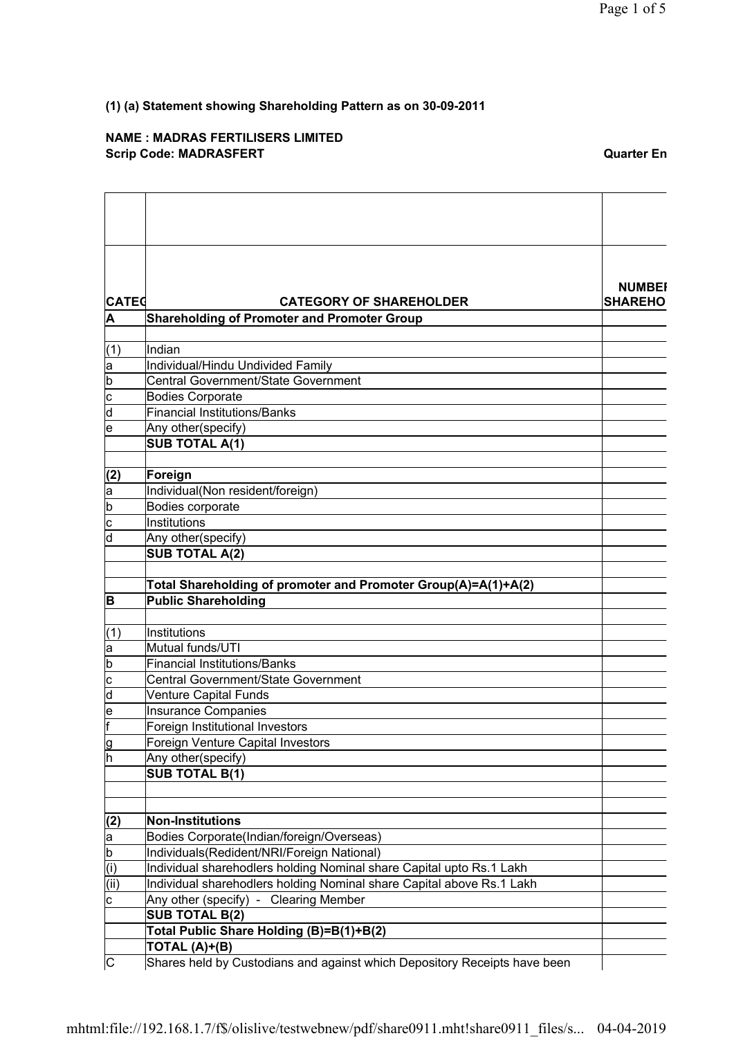**(1) (a) Statement showing Shareholding Pattern as on 30-09-2011**

**NAME : MADRAS FERTILISERS LIMITED**
**Scrip Code: MADRASFERT** **Quarter En**

| CATEG | CATEGORY OF SHAREHOLDER | NUMBER SHAREHO |
|---|---|---|
| **A** | **Shareholding of Promoter and Promoter Group** | |
| | | |
| (1) | Indian | |
| a | Individual/Hindu Undivided Family | |
| b | Central Government/State Government | |
| c | Bodies Corporate | |
| d | Financial Institutions/Banks | |
| e | Any other(specify) | |
| | **SUB TOTAL A(1)** | |
| | | |
| **(2)** | **Foreign** | |
| a | Individual(Non resident/foreign) | |
| b | Bodies corporate | |
| c | Institutions | |
| d | Any other(specify) | |
| | **SUB TOTAL A(2)** | |
| | | |
| | **Total Shareholding of promoter and Promoter Group(A)=A(1)+A(2)** | |
| **B** | **Public Shareholding** | |
| | | |
| (1) | Institutions | |
| a | Mutual funds/UTI | |
| b | Financial Institutions/Banks | |
| c | Central Government/State Government | |
| d | Venture Capital Funds | |
| e | Insurance Companies | |
| f | Foreign Institutional Investors | |
| g | Foreign Venture Capital Investors | |
| h | Any other(specify) | |
| | **SUB TOTAL B(1)** | |
| | | |
| | | |
| **(2)** | **Non-Institutions** | |
| a | Bodies Corporate(Indian/foreign/Overseas) | |
| b | Individuals(Redident/NRI/Foreign National) | |
| (i) | Individual sharehodlers holding Nominal share Capital upto Rs.1 Lakh | |
| (ii) | Individual sharehodlers holding Nominal share Capital above Rs.1 Lakh | |
| c | Any other (specify) - Clearing Member | |
| | **SUB TOTAL B(2)** | |
| | **Total Public Share Holding (B)=B(1)+B(2)** | |
| | **TOTAL (A)+(B)** | |
| C | Shares held by Custodians and against which Depository Receipts have been | |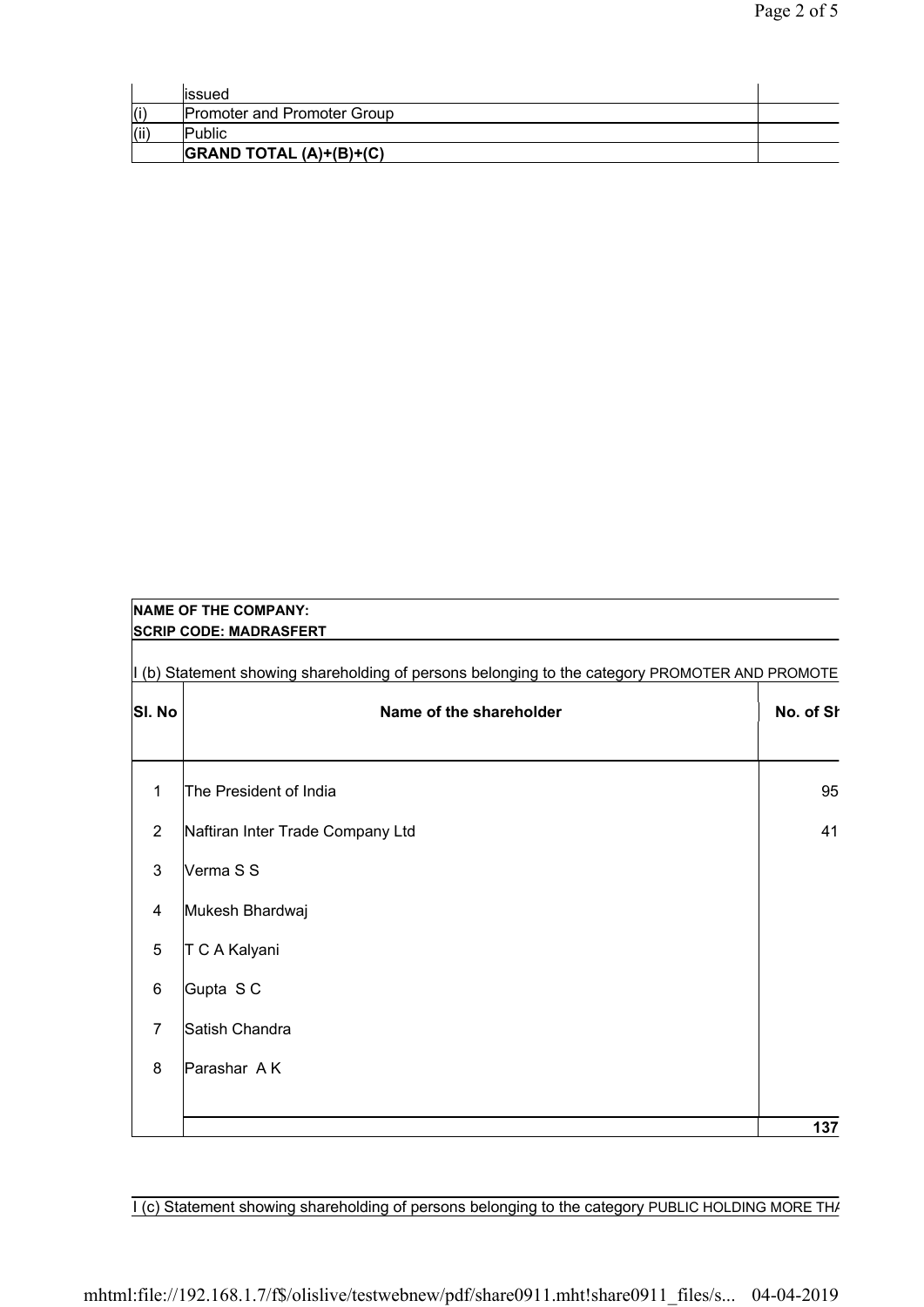| | issued | |
|---|---|---|
| (i) | Promoter and Promoter Group | |
| (ii) | Public | |
| | **GRAND TOTAL (A)+(B)+(C)** | |

**NAME OF THE COMPANY:**

**SCRIP CODE: MADRASFERT**

I (b) Statement showing shareholding of persons belonging to the category PROMOTER AND PROMOTE

| Sl. No | Name of the shareholder | No. of Sh |
|---|---|---|
| 1 | The President of India | 95 |
| 2 | Naftiran Inter Trade Company Ltd | 41 |
| 3 | Verma S S | |
| 4 | Mukesh Bhardwaj | |
| 5 | T C A Kalyani | |
| 6 | Gupta S C | |
| 7 | Satish Chandra | |
| 8 | Parashar A K | |
| | | **137** |

I (c) Statement showing shareholding of persons belonging to the category PUBLIC HOLDING MORE THA

mhtml:file://192.168.1.7/f$/olislive/testwebnew/pdf/share0911.mht!share0911_files/s... 04-04-2019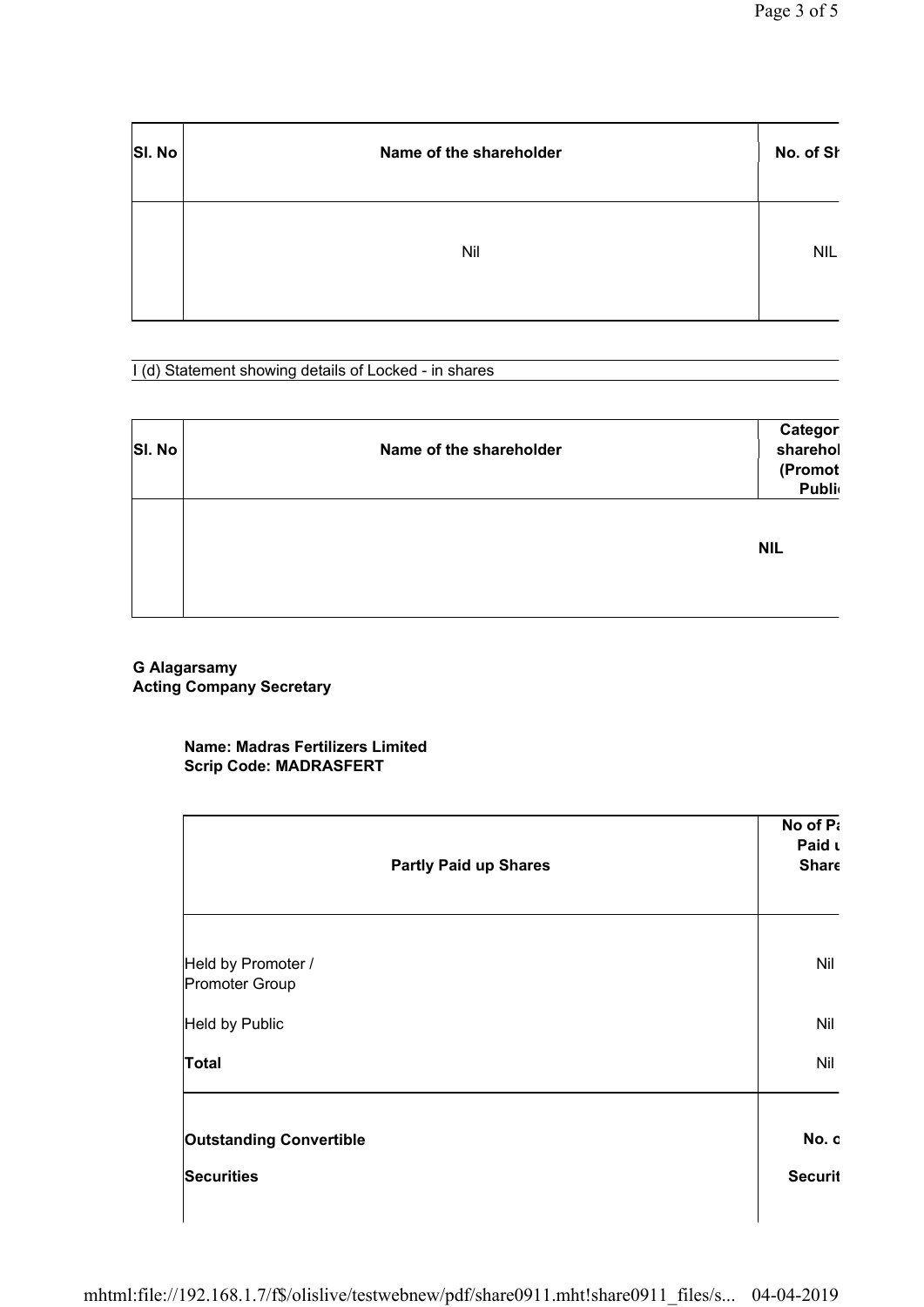| Sl. No | Name of the shareholder | No. of Sh |
|---|---|---|
| | Nil | NIL |

I (d) Statement showing details of Locked - in shares

| Sl. No | Name of the shareholder | Categor sharehol (Promot Publi |
|---|---|---|
| | | NIL |

**G Alagarsamy**
**Acting Company Secretary**

**Name: Madras Fertilizers Limited**
**Scrip Code: MADRASFERT**

| Partly Paid up Shares | No of Pa Paid u Share |
|---|---|
| Held by Promoter / Promoter Group | Nil |
| Held by Public | Nil |
| **Total** | Nil |
| **Outstanding Convertible Securities** | **No. o Securit** |

mhtml:file://192.168.1.7/f$/olislive/testwebnew/pdf/share0911.mht!share0911_files/s... 04-04-2019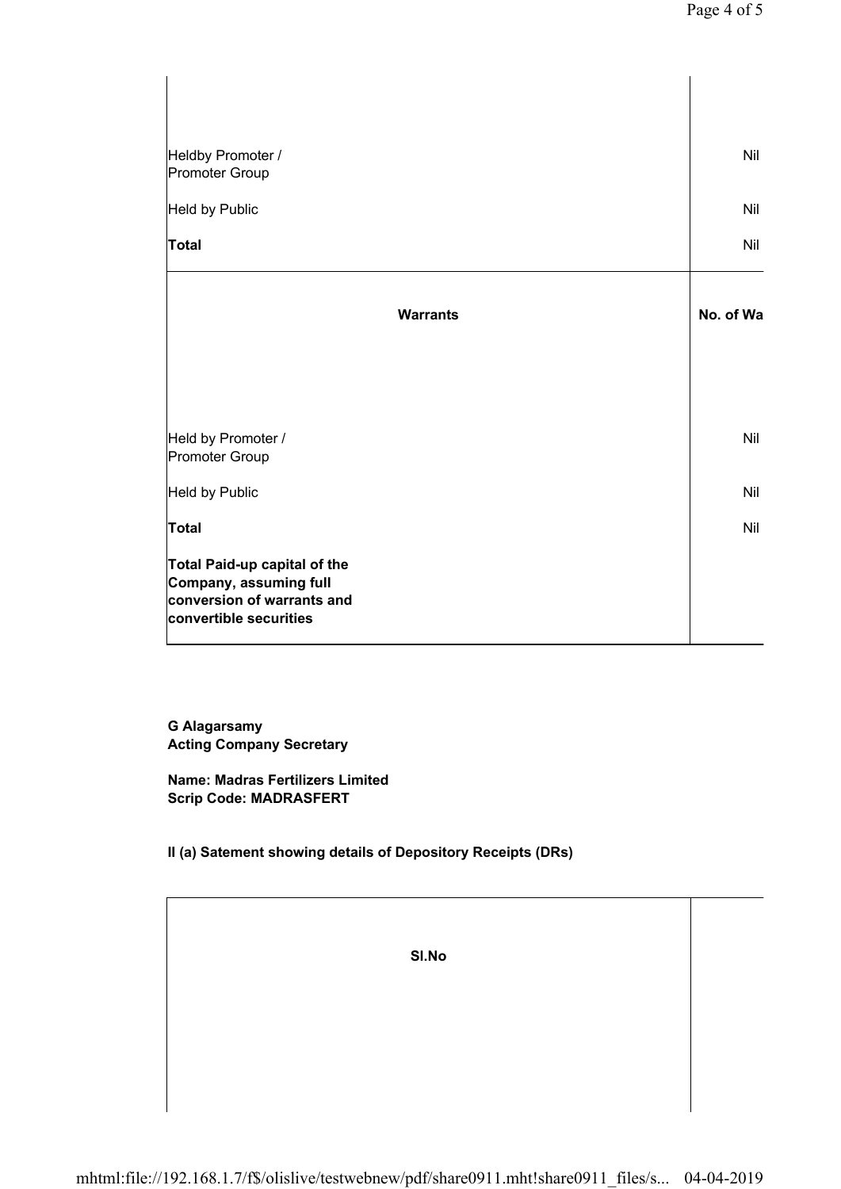| | |
|---|---|
| Heldby Promoter / Promoter Group | Nil |
| Held by Public | Nil |
| **Total** | Nil |

| **Warrants** | **No. of Wa** |
|---|---|
| Held by Promoter / Promoter Group | Nil |
| Held by Public | Nil |
| **Total** | Nil |
| **Total Paid-up capital of the Company, assuming full conversion of warrants and convertible securities** | |

**G Alagarsamy**
**Acting Company Secretary**

**Name: Madras Fertilizers Limited**
**Scrip Code: MADRASFERT**

**II (a) Satement showing details of Depository Receipts (DRs)**

| **Sl.No** | |
|---|---|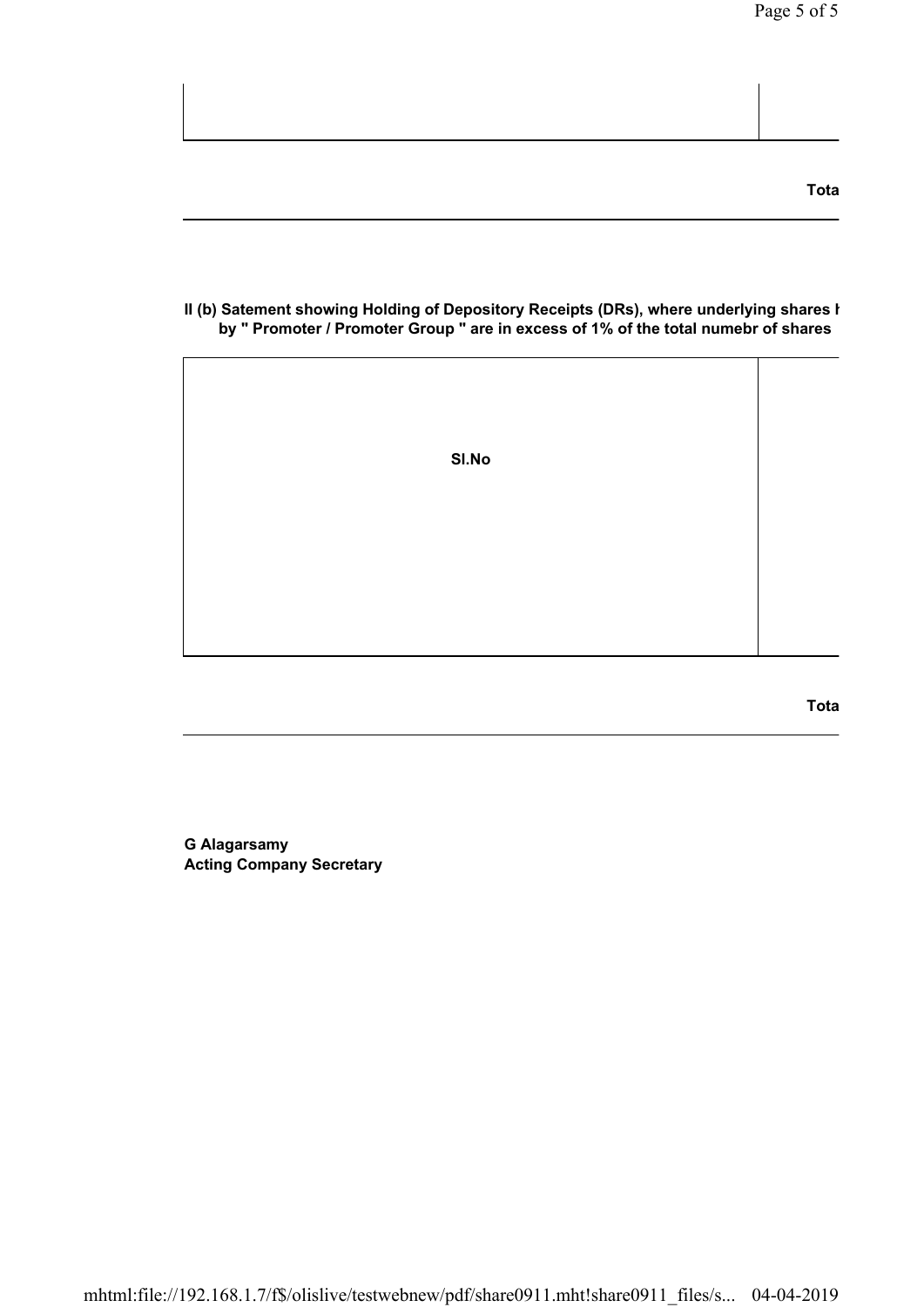| | |
|---|---|
| | |

**Tota**

**II (b) Satement showing Holding of Depository Receipts (DRs), where underlying shares I by " Promoter / Promoter Group " are in excess of 1% of the total numebr of shares**

| Sl.No | |
|---|---|
| | |

**Tota**

**G Alagarsamy**
**Acting Company Secretary**